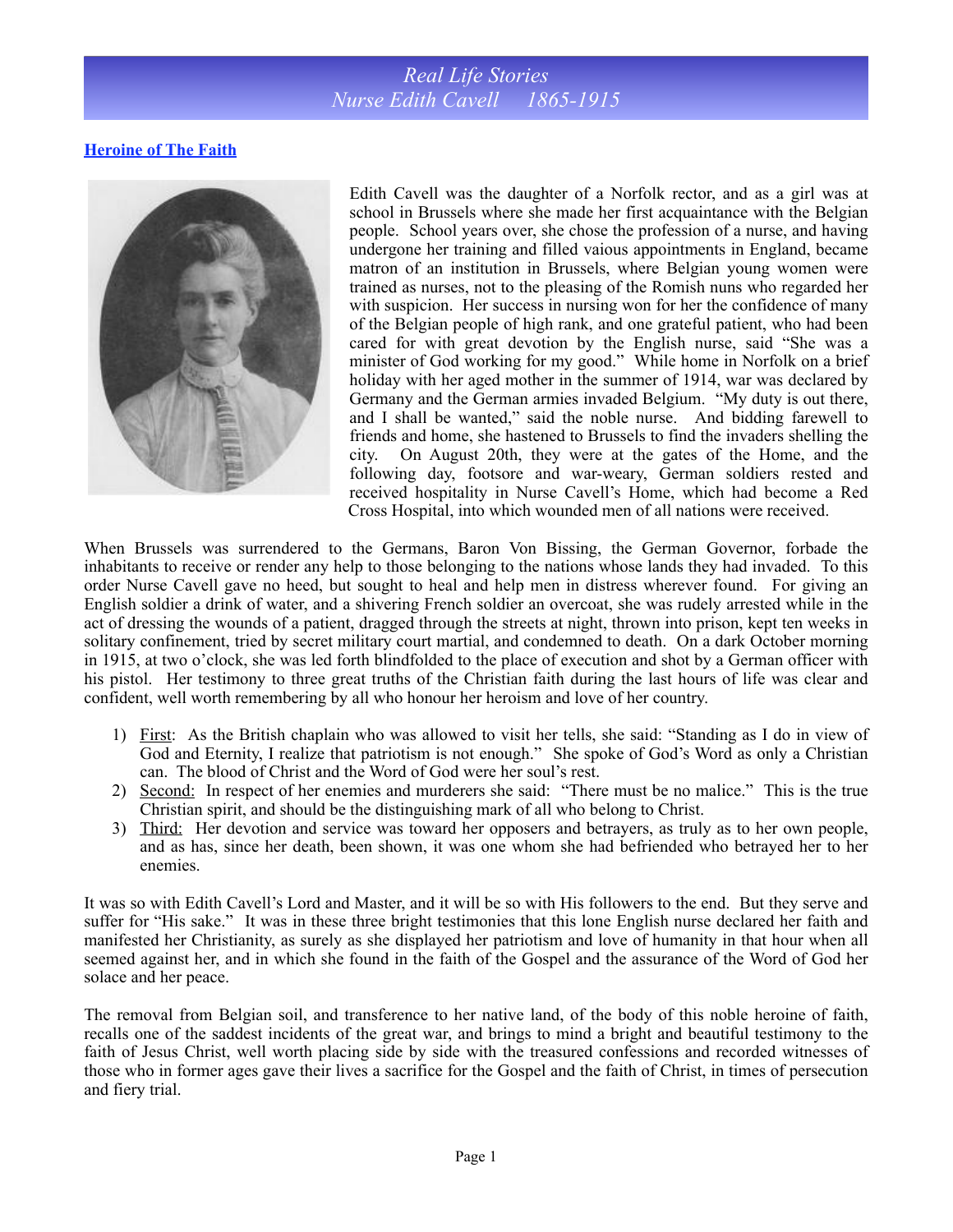# Real Life Stories
# Nurse Edith Cavell 1865-1915

**Heroine of The Faith**

Edith Cavell was the daughter of a Norfolk rector, and as a girl was at school in Brussels where she made her first acquaintance with the Belgian people. School years over, she chose the profession of a nurse, and having undergone her training and filled vaious appointments in England, became matron of an institution in Brussels, where Belgian young women were trained as nurses, not to the pleasing of the Romish nuns who regarded her with suspicion. Her success in nursing won for her the confidence of many of the Belgian people of high rank, and one grateful patient, who had been cared for with great devotion by the English nurse, said "She was a minister of God working for my good." While home in Norfolk on a brief holiday with her aged mother in the summer of 1914, war was declared by Germany and the German armies invaded Belgium. "My duty is out there, and I shall be wanted," said the noble nurse. And bidding farewell to friends and home, she hastened to Brussels to find the invaders shelling the city. On August 20th, they were at the gates of the Home, and the following day, footsore and war-weary, German soldiers rested and received hospitality in Nurse Cavell's Home, which had become a Red Cross Hospital, into which wounded men of all nations were received.

When Brussels was surrendered to the Germans, Baron Von Bissing, the German Governor, forbade the inhabitants to receive or render any help to those belonging to the nations whose lands they had invaded. To this order Nurse Cavell gave no heed, but sought to heal and help men in distress wherever found. For giving an English soldier a drink of water, and a shivering French soldier an overcoat, she was rudely arrested while in the act of dressing the wounds of a patient, dragged through the streets at night, thrown into prison, kept ten weeks in solitary confinement, tried by secret military court martial, and condemned to death. On a dark October morning in 1915, at two o'clock, she was led forth blindfolded to the place of execution and shot by a German officer with his pistol. Her testimony to three great truths of the Christian faith during the last hours of life was clear and confident, well worth remembering by all who honour her heroism and love of her country.

1) First: As the British chaplain who was allowed to visit her tells, she said: "Standing as I do in view of God and Eternity, I realize that patriotism is not enough." She spoke of God's Word as only a Christian can. The blood of Christ and the Word of God were her soul's rest.
2) Second: In respect of her enemies and murderers she said: "There must be no malice." This is the true Christian spirit, and should be the distinguishing mark of all who belong to Christ.
3) Third: Her devotion and service was toward her opposers and betrayers, as truly as to her own people, and as has, since her death, been shown, it was one whom she had befriended who betrayed her to her enemies.

It was so with Edith Cavell's Lord and Master, and it will be so with His followers to the end. But they serve and suffer for "His sake." It was in these three bright testimonies that this lone English nurse declared her faith and manifested her Christianity, as surely as she displayed her patriotism and love of humanity in that hour when all seemed against her, and in which she found in the faith of the Gospel and the assurance of the Word of God her solace and her peace.

The removal from Belgian soil, and transference to her native land, of the body of this noble heroine of faith, recalls one of the saddest incidents of the great war, and brings to mind a bright and beautiful testimony to the faith of Jesus Christ, well worth placing side by side with the treasured confessions and recorded witnesses of those who in former ages gave their lives a sacrifice for the Gospel and the faith of Christ, in times of persecution and fiery trial.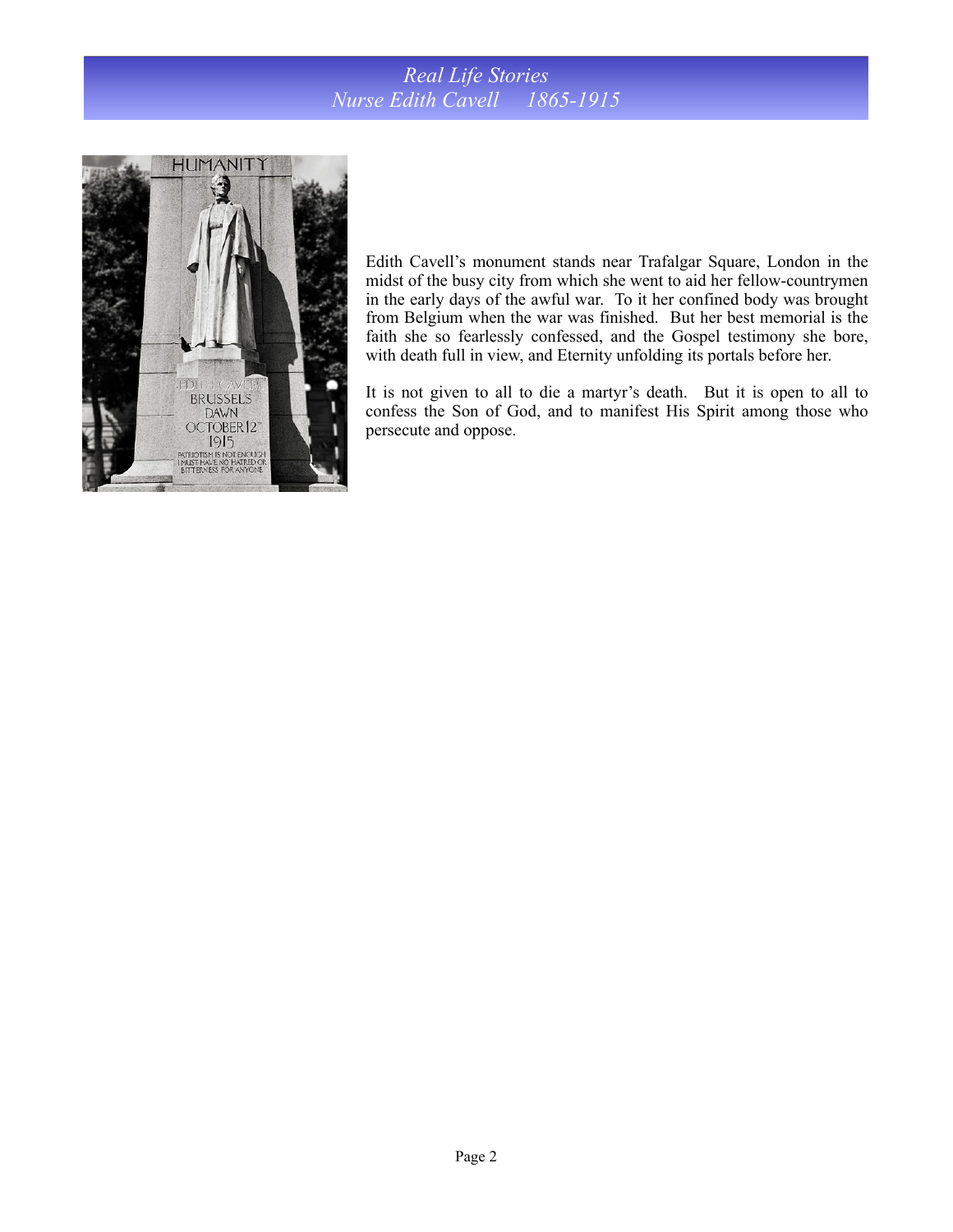Edith Cavell's monument stands near Trafalgar Square, London in the midst of the busy city from which she went to aid her fellow-countrymen in the early days of the awful war. To it her confined body was brought from Belgium when the war was finished. But her best memorial is the faith she so fearlessly confessed, and the Gospel testimony she bore, with death full in view, and Eternity unfolding its portals before her.

It is not given to all to die a martyr's death. But it is open to all to confess the Son of God, and to manifest His Spirit among those who persecute and oppose.